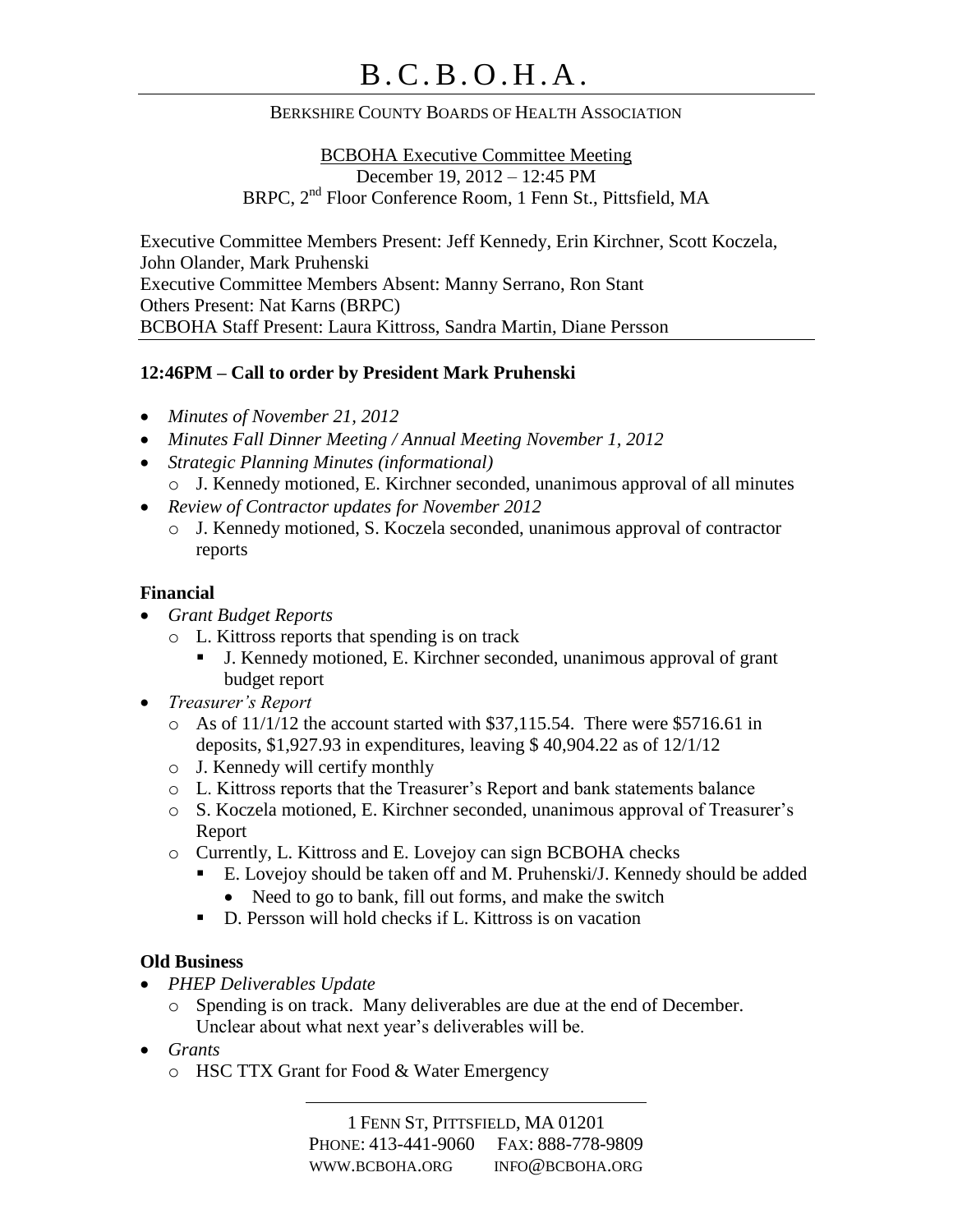# B.C.B.O.H.A.

BERKSHIRE COUNTY BOARDS OF HEALTH ASSOCIATION

BCBOHA Executive Committee Meeting
December 19, 2012 – 12:45 PM
BRPC, 2nd Floor Conference Room, 1 Fenn St., Pittsfield, MA

Executive Committee Members Present: Jeff Kennedy, Erin Kirchner, Scott Koczela, John Olander, Mark Pruhenski
Executive Committee Members Absent: Manny Serrano, Ron Stant
Others Present: Nat Karns (BRPC)
BCBOHA Staff Present: Laura Kittross, Sandra Martin, Diane Persson

**12:46PM – Call to order by President Mark Pruhenski**

- *Minutes of November 21, 2012*
- *Minutes Fall Dinner Meeting / Annual Meeting November 1, 2012*
- *Strategic Planning Minutes (informational)*
  - J. Kennedy motioned, E. Kirchner seconded, unanimous approval of all minutes
- *Review of Contractor updates for November 2012*
  - J. Kennedy motioned, S. Koczela seconded, unanimous approval of contractor reports

### Financial

- *Grant Budget Reports*
  - L. Kittross reports that spending is on track
    - J. Kennedy motioned, E. Kirchner seconded, unanimous approval of grant budget report
- *Treasurer's Report*
  - As of 11/1/12 the account started with $37,115.54. There were $5716.61 in deposits, $1,927.93 in expenditures, leaving $ 40,904.22 as of 12/1/12
  - J. Kennedy will certify monthly
  - L. Kittross reports that the Treasurer's Report and bank statements balance
  - S. Koczela motioned, E. Kirchner seconded, unanimous approval of Treasurer's Report
  - Currently, L. Kittross and E. Lovejoy can sign BCBOHA checks
    - E. Lovejoy should be taken off and M. Pruhenski/J. Kennedy should be added
      - Need to go to bank, fill out forms, and make the switch
    - D. Persson will hold checks if L. Kittross is on vacation

### Old Business

- *PHEP Deliverables Update*
  - Spending is on track. Many deliverables are due at the end of December. Unclear about what next year's deliverables will be.
- *Grants*
  - HSC TTX Grant for Food & Water Emergency

1 FENN ST, PITTSFIELD, MA 01201
PHONE: 413-441-9060 FAX: 888-778-9809
WWW.BCBOHA.ORG INFO@BCBOHA.ORG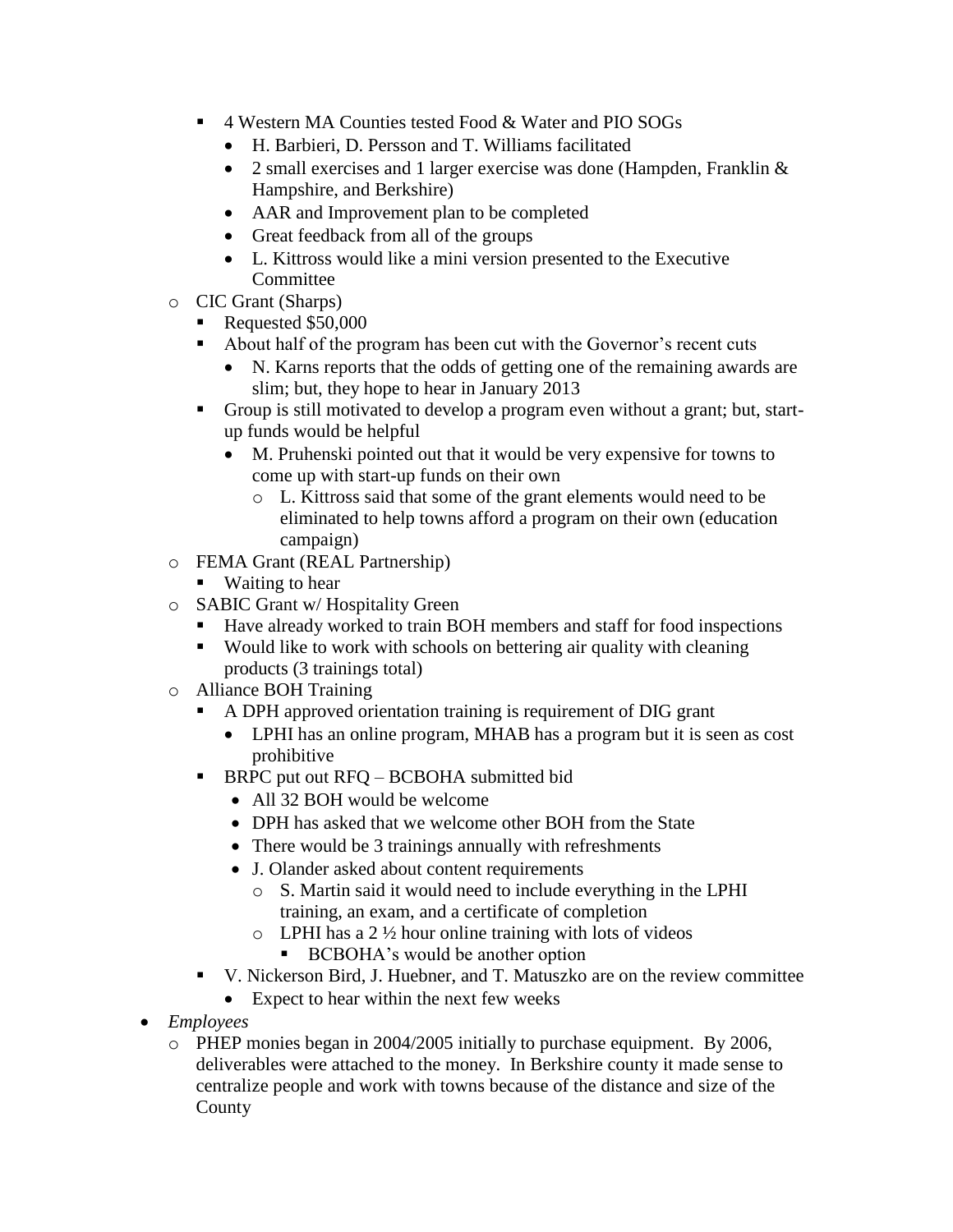- 4 Western MA Counties tested Food & Water and PIO SOGs
          - H. Barbieri, D. Persson and T. Williams facilitated
          - 2 small exercises and 1 larger exercise was done (Hampden, Franklin & Hampshire, and Berkshire)
          - AAR and Improvement plan to be completed
          - Great feedback from all of the groups
          - L. Kittross would like a mini version presented to the Executive Committee
    - CIC Grant (Sharps)
        - Requested $50,000
        - About half of the program has been cut with the Governor's recent cuts
          - N. Karns reports that the odds of getting one of the remaining awards are slim; but, they hope to hear in January 2013
        - Group is still motivated to develop a program even without a grant; but, start-up funds would be helpful
          - M. Pruhenski pointed out that it would be very expensive for towns to come up with start-up funds on their own
            - L. Kittross said that some of the grant elements would need to be eliminated to help towns afford a program on their own (education campaign)
    - FEMA Grant (REAL Partnership)
        - Waiting to hear
    - SABIC Grant w/ Hospitality Green
        - Have already worked to train BOH members and staff for food inspections
        - Would like to work with schools on bettering air quality with cleaning products (3 trainings total)
    - Alliance BOH Training
        - A DPH approved orientation training is requirement of DIG grant
          - LPHI has an online program, MHAB has a program but it is seen as cost prohibitive
        - BRPC put out RFQ – BCBOHA submitted bid
          - All 32 BOH would be welcome
          - DPH has asked that we welcome other BOH from the State
          - There would be 3 trainings annually with refreshments
          - J. Olander asked about content requirements
            - S. Martin said it would need to include everything in the LPHI training, an exam, and a certificate of completion
            - LPHI has a 2 ½ hour online training with lots of videos
              - BCBOHA's would be another option
        - V. Nickerson Bird, J. Huebner, and T. Matuszko are on the review committee
          - Expect to hear within the next few weeks
- *Employees*
    - PHEP monies began in 2004/2005 initially to purchase equipment. By 2006, deliverables were attached to the money. In Berkshire county it made sense to centralize people and work with towns because of the distance and size of the County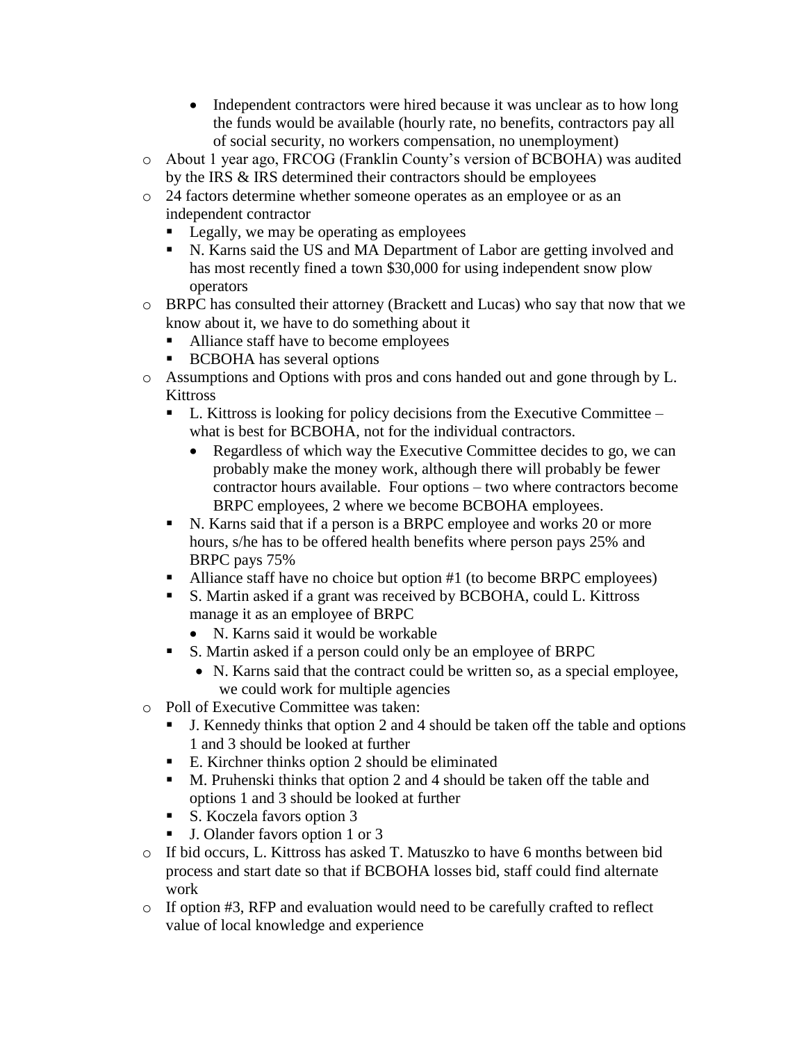- Independent contractors were hired because it was unclear as to how long the funds would be available (hourly rate, no benefits, contractors pay all of social security, no workers compensation, no unemployment)
- About 1 year ago, FRCOG (Franklin County's version of BCBOHA) was audited by the IRS & IRS determined their contractors should be employees
- 24 factors determine whether someone operates as an employee or as an independent contractor
  - Legally, we may be operating as employees
  - N. Karns said the US and MA Department of Labor are getting involved and has most recently fined a town $30,000 for using independent snow plow operators
- BRPC has consulted their attorney (Brackett and Lucas) who say that now that we know about it, we have to do something about it
  - Alliance staff have to become employees
  - BCBOHA has several options
- Assumptions and Options with pros and cons handed out and gone through by L. Kittross
  - L. Kittross is looking for policy decisions from the Executive Committee – what is best for BCBOHA, not for the individual contractors.
    - Regardless of which way the Executive Committee decides to go, we can probably make the money work, although there will probably be fewer contractor hours available. Four options – two where contractors become BRPC employees, 2 where we become BCBOHA employees.
  - N. Karns said that if a person is a BRPC employee and works 20 or more hours, s/he has to be offered health benefits where person pays 25% and BRPC pays 75%
  - Alliance staff have no choice but option #1 (to become BRPC employees)
  - S. Martin asked if a grant was received by BCBOHA, could L. Kittross manage it as an employee of BRPC
    - N. Karns said it would be workable
  - S. Martin asked if a person could only be an employee of BRPC
    - N. Karns said that the contract could be written so, as a special employee, we could work for multiple agencies
- Poll of Executive Committee was taken:
  - J. Kennedy thinks that option 2 and 4 should be taken off the table and options 1 and 3 should be looked at further
  - E. Kirchner thinks option 2 should be eliminated
  - M. Pruhenski thinks that option 2 and 4 should be taken off the table and options 1 and 3 should be looked at further
  - S. Koczela favors option 3
  - J. Olander favors option 1 or 3
- If bid occurs, L. Kittross has asked T. Matuszko to have 6 months between bid process and start date so that if BCBOHA losses bid, staff could find alternate work
- If option #3, RFP and evaluation would need to be carefully crafted to reflect value of local knowledge and experience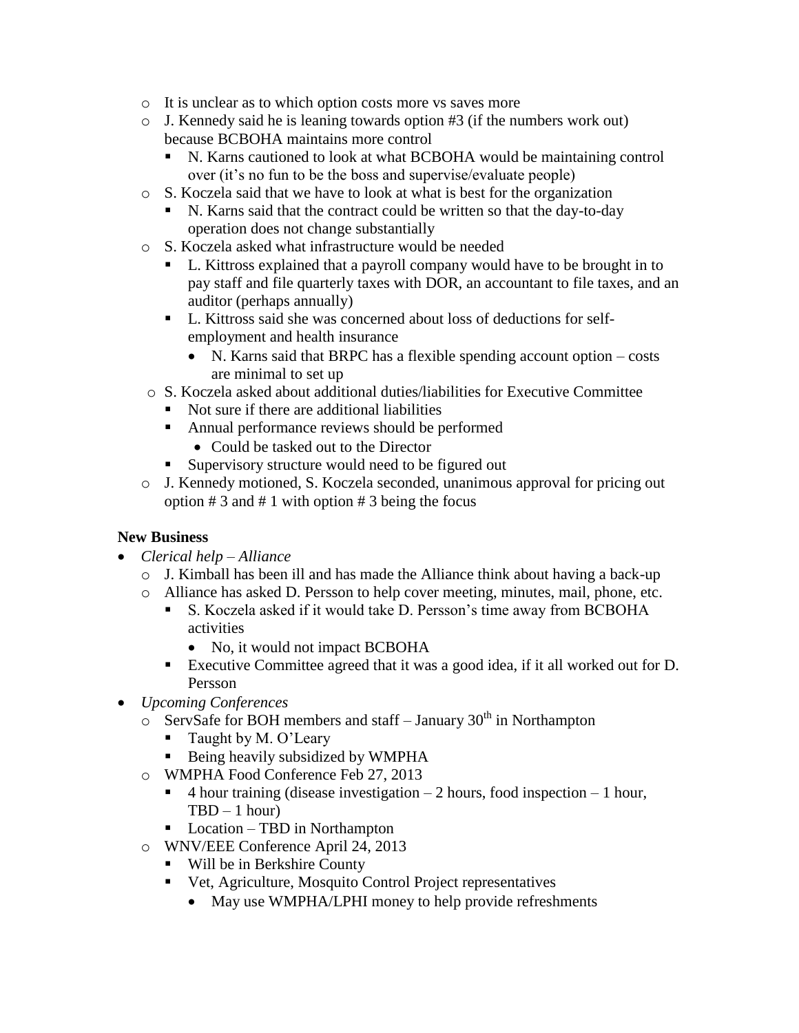- It is unclear as to which option costs more vs saves more
- J. Kennedy said he is leaning towards option #3 (if the numbers work out) because BCBOHA maintains more control
  - N. Karns cautioned to look at what BCBOHA would be maintaining control over (it's no fun to be the boss and supervise/evaluate people)
- S. Koczela said that we have to look at what is best for the organization
  - N. Karns said that the contract could be written so that the day-to-day operation does not change substantially
- S. Koczela asked what infrastructure would be needed
  - L. Kittross explained that a payroll company would have to be brought in to pay staff and file quarterly taxes with DOR, an accountant to file taxes, and an auditor (perhaps annually)
  - L. Kittross said she was concerned about loss of deductions for self-employment and health insurance
    - N. Karns said that BRPC has a flexible spending account option – costs are minimal to set up
- S. Koczela asked about additional duties/liabilities for Executive Committee
  - Not sure if there are additional liabilities
  - Annual performance reviews should be performed
    - Could be tasked out to the Director
  - Supervisory structure would need to be figured out
- J. Kennedy motioned, S. Koczela seconded, unanimous approval for pricing out option # 3 and # 1 with option # 3 being the focus

**New Business**

- *Clerical help – Alliance*
  - J. Kimball has been ill and has made the Alliance think about having a back-up
  - Alliance has asked D. Persson to help cover meeting, minutes, mail, phone, etc.
    - S. Koczela asked if it would take D. Persson's time away from BCBOHA activities
      - No, it would not impact BCBOHA
    - Executive Committee agreed that it was a good idea, if it all worked out for D. Persson
- *Upcoming Conferences*
  - ServSafe for BOH members and staff – January 30th in Northampton
    - Taught by M. O'Leary
    - Being heavily subsidized by WMPHA
  - WMPHA Food Conference Feb 27, 2013
    - 4 hour training (disease investigation – 2 hours, food inspection – 1 hour, TBD – 1 hour)
    - Location – TBD in Northampton
  - WNV/EEE Conference April 24, 2013
    - Will be in Berkshire County
    - Vet, Agriculture, Mosquito Control Project representatives
      - May use WMPHA/LPHI money to help provide refreshments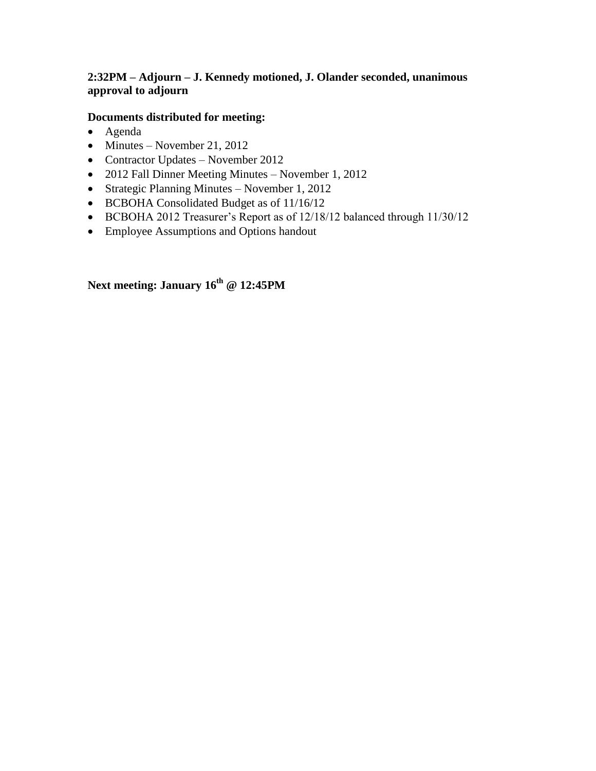**2:32PM – Adjourn – J. Kennedy motioned, J. Olander seconded, unanimous approval to adjourn**

**Documents distributed for meeting:**

- Agenda
- Minutes – November 21, 2012
- Contractor Updates – November 2012
- 2012 Fall Dinner Meeting Minutes – November 1, 2012
- Strategic Planning Minutes – November 1, 2012
- BCBOHA Consolidated Budget as of 11/16/12
- BCBOHA 2012 Treasurer's Report as of 12/18/12 balanced through 11/30/12
- Employee Assumptions and Options handout

**Next meeting: January 16th @ 12:45PM**